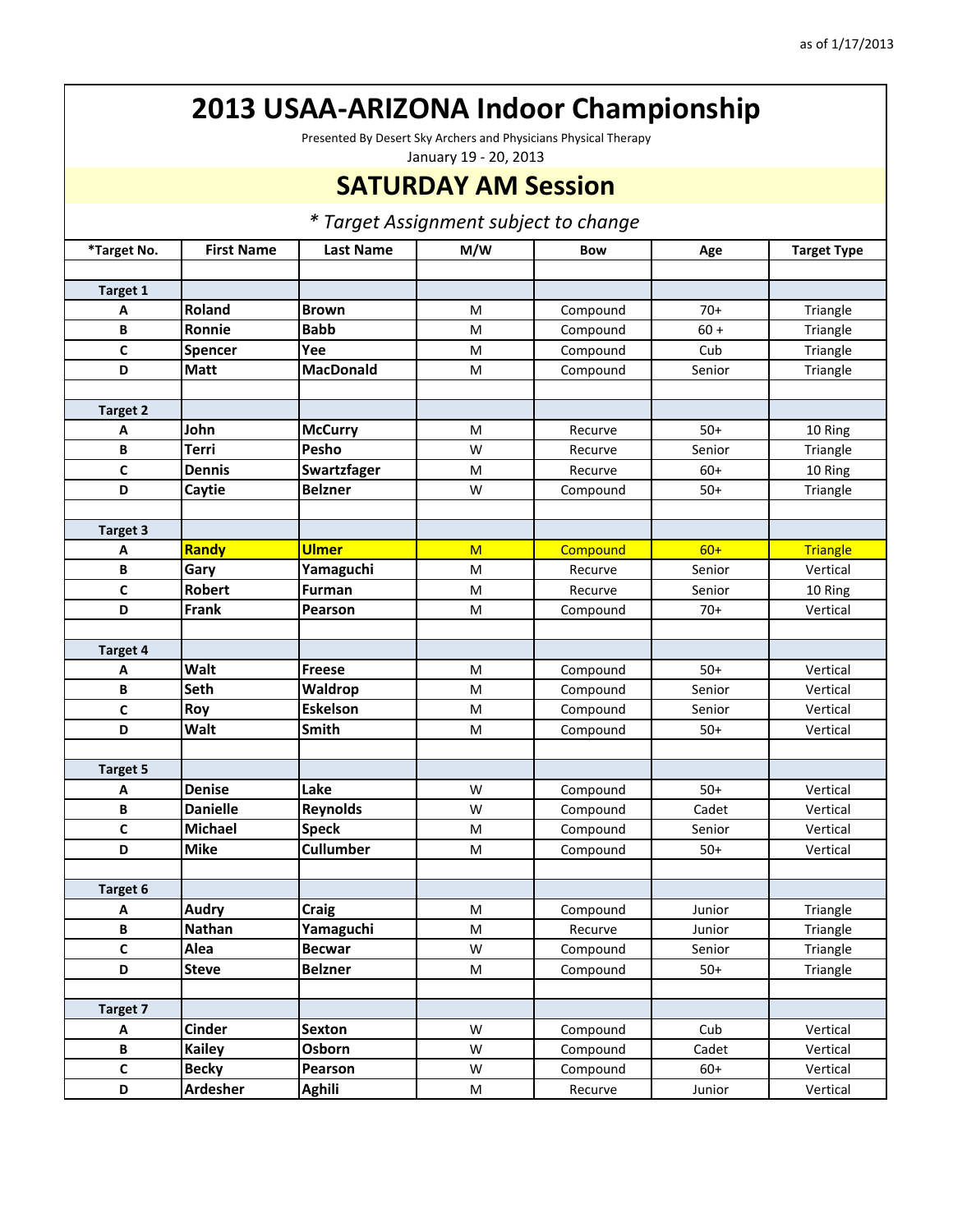as of 1/17/2013

# 2013 USAA-ARIZONA Indoor Championship

Presented By Desert Sky Archers and Physicians Physical Therapy

January 19 - 20, 2013

## SATURDAY AM Session

*\* Target Assignment subject to change*

| *Target No. | First Name | Last Name | M/W | Bow | Age | Target Type |
|---|---|---|---|---|---|---|
| | | | | | | |
| **Target 1** | | | | | | |
| **A** | **Roland** | **Brown** | M | Compound | 70+ | Triangle |
| **B** | **Ronnie** | **Babb** | M | Compound | 60 + | Triangle |
| **C** | **Spencer** | **Yee** | M | Compound | Cub | Triangle |
| **D** | **Matt** | **MacDonald** | M | Compound | Senior | Triangle |
| | | | | | | |
| **Target 2** | | | | | | |
| **A** | **John** | **McCurry** | M | Recurve | 50+ | 10 Ring |
| **B** | **Terri** | **Pesho** | W | Recurve | Senior | Triangle |
| **C** | **Dennis** | **Swartzfager** | M | Recurve | 60+ | 10 Ring |
| **D** | **Caytie** | **Belzner** | W | Compound | 50+ | Triangle |
| | | | | | | |
| **Target 3** | | | | | | |
| **A** | **Randy** | **Ulmer** | M | Compound | 60+ | Triangle |
| **B** | **Gary** | **Yamaguchi** | M | Recurve | Senior | Vertical |
| **C** | **Robert** | **Furman** | M | Recurve | Senior | 10 Ring |
| **D** | **Frank** | **Pearson** | M | Compound | 70+ | Vertical |
| | | | | | | |
| **Target 4** | | | | | | |
| **A** | **Walt** | **Freese** | M | Compound | 50+ | Vertical |
| **B** | **Seth** | **Waldrop** | M | Compound | Senior | Vertical |
| **C** | **Roy** | **Eskelson** | M | Compound | Senior | Vertical |
| **D** | **Walt** | **Smith** | M | Compound | 50+ | Vertical |
| | | | | | | |
| **Target 5** | | | | | | |
| **A** | **Denise** | **Lake** | W | Compound | 50+ | Vertical |
| **B** | **Danielle** | **Reynolds** | W | Compound | Cadet | Vertical |
| **C** | **Michael** | **Speck** | M | Compound | Senior | Vertical |
| **D** | **Mike** | **Cullumber** | M | Compound | 50+ | Vertical |
| | | | | | | |
| **Target 6** | | | | | | |
| **A** | **Audry** | **Craig** | M | Compound | Junior | Triangle |
| **B** | **Nathan** | **Yamaguchi** | M | Recurve | Junior | Triangle |
| **C** | **Alea** | **Becwar** | W | Compound | Senior | Triangle |
| **D** | **Steve** | **Belzner** | M | Compound | 50+ | Triangle |
| | | | | | | |
| **Target 7** | | | | | | |
| **A** | **Cinder** | **Sexton** | W | Compound | Cub | Vertical |
| **B** | **Kailey** | **Osborn** | W | Compound | Cadet | Vertical |
| **C** | **Becky** | **Pearson** | W | Compound | 60+ | Vertical |
| **D** | **Ardesher** | **Aghili** | M | Recurve | Junior | Vertical |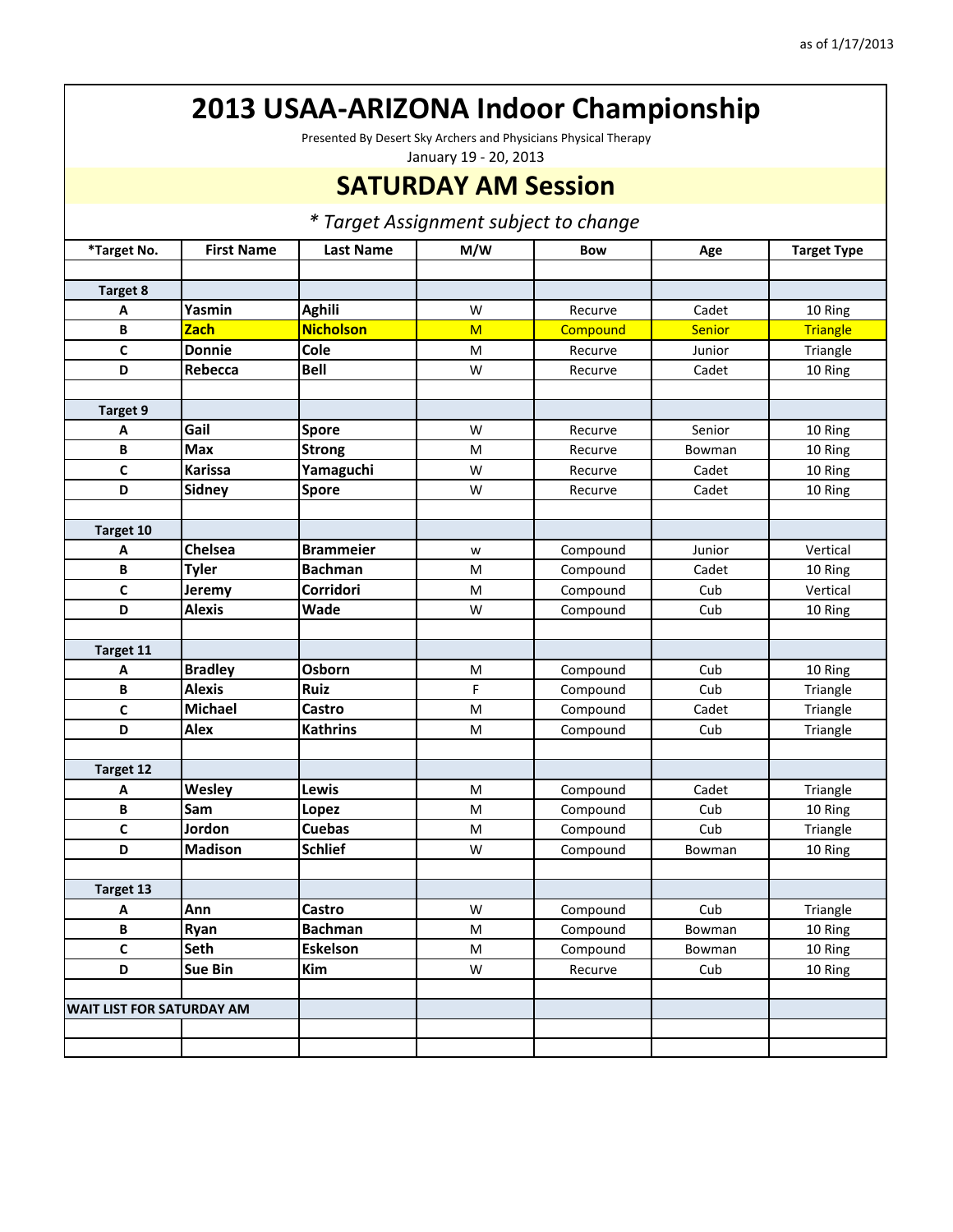as of 1/17/2013

# 2013 USAA-ARIZONA Indoor Championship

Presented By Desert Sky Archers and Physicians Physical Therapy

January 19 - 20, 2013

## SATURDAY AM Session

*\* Target Assignment subject to change*

| *Target No. | First Name | Last Name | M/W | Bow | Age | Target Type |
|---|---|---|---|---|---|---|
| | | | | | | |
| **Target 8** | | | | | | |
| A | Yasmin | Aghili | W | Recurve | Cadet | 10 Ring |
| B | Zach | Nicholson | M | Compound | Senior | Triangle |
| C | Donnie | Cole | M | Recurve | Junior | Triangle |
| D | Rebecca | Bell | W | Recurve | Cadet | 10 Ring |
| | | | | | | |
| **Target 9** | | | | | | |
| A | Gail | Spore | W | Recurve | Senior | 10 Ring |
| B | Max | Strong | M | Recurve | Bowman | 10 Ring |
| C | Karissa | Yamaguchi | W | Recurve | Cadet | 10 Ring |
| D | Sidney | Spore | W | Recurve | Cadet | 10 Ring |
| | | | | | | |
| **Target 10** | | | | | | |
| A | Chelsea | Brammeier | w | Compound | Junior | Vertical |
| B | Tyler | Bachman | M | Compound | Cadet | 10 Ring |
| C | Jeremy | Corridori | M | Compound | Cub | Vertical |
| D | Alexis | Wade | W | Compound | Cub | 10 Ring |
| | | | | | | |
| **Target 11** | | | | | | |
| A | Bradley | Osborn | M | Compound | Cub | 10 Ring |
| B | Alexis | Ruiz | F | Compound | Cub | Triangle |
| C | Michael | Castro | M | Compound | Cadet | Triangle |
| D | Alex | Kathrins | M | Compound | Cub | Triangle |
| | | | | | | |
| **Target 12** | | | | | | |
| A | Wesley | Lewis | M | Compound | Cadet | Triangle |
| B | Sam | Lopez | M | Compound | Cub | 10 Ring |
| C | Jordon | Cuebas | M | Compound | Cub | Triangle |
| D | Madison | Schlief | W | Compound | Bowman | 10 Ring |
| | | | | | | |
| **Target 13** | | | | | | |
| A | Ann | Castro | W | Compound | Cub | Triangle |
| B | Ryan | Bachman | M | Compound | Bowman | 10 Ring |
| C | Seth | Eskelson | M | Compound | Bowman | 10 Ring |
| D | Sue Bin | Kim | W | Recurve | Cub | 10 Ring |
| | | | | | | |
| **WAIT LIST FOR SATURDAY AM** | | | | | | |
| | | | | | | |
| | | | | | | |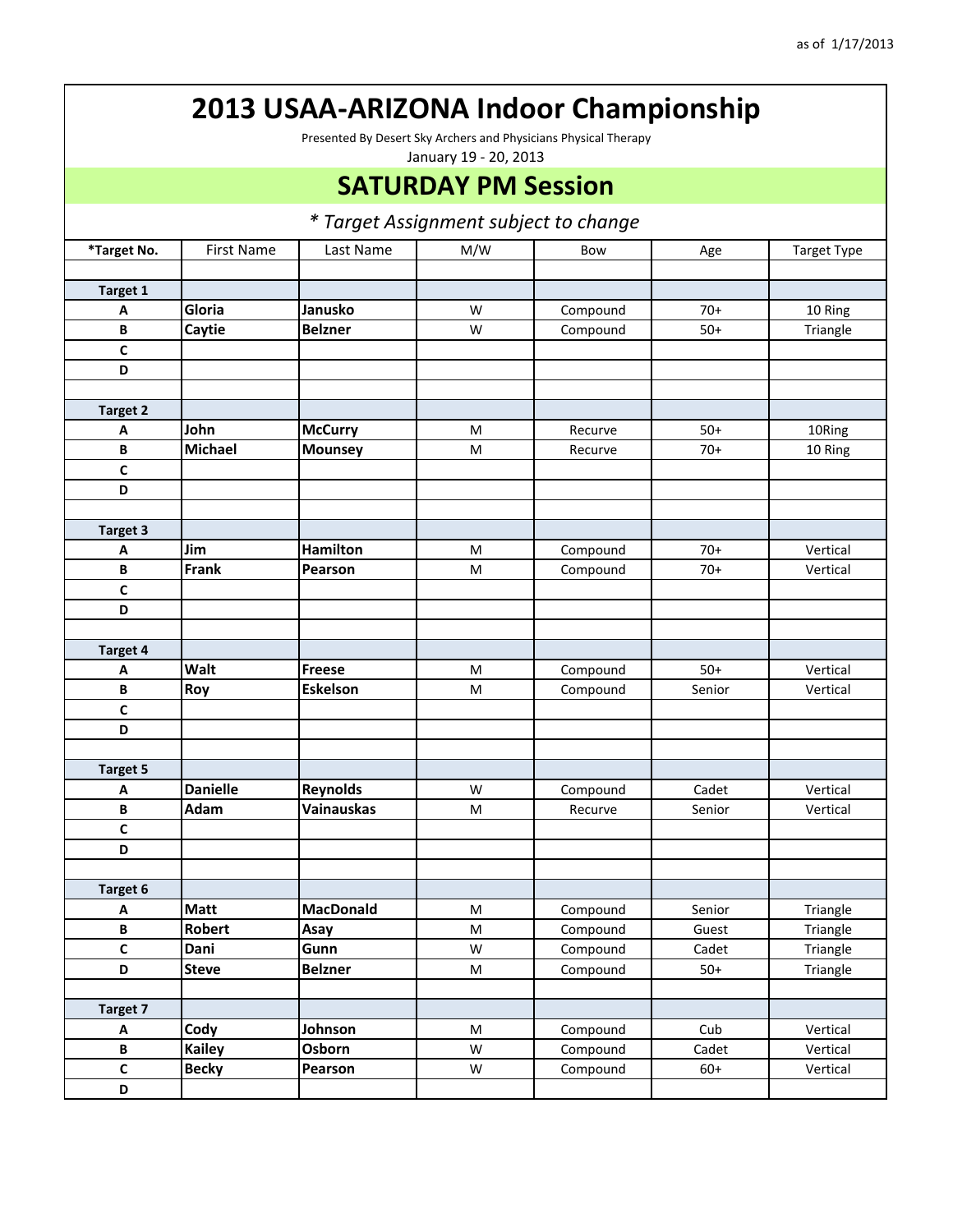as of 1/17/2013

# 2013 USAA-ARIZONA Indoor Championship

Presented By Desert Sky Archers and Physicians Physical Therapy

January 19 - 20, 2013

## SATURDAY PM Session

*\* Target Assignment subject to change*

| *Target No. | First Name | Last Name | M/W | Bow | Age | Target Type |
|---|---|---|---|---|---|---|
| | | | | | | |
| **Target 1** | | | | | | |
| **A** | **Gloria** | **Janusko** | W | Compound | 70+ | 10 Ring |
| **B** | **Caytie** | **Belzner** | W | Compound | 50+ | Triangle |
| **C** | | | | | | |
| **D** | | | | | | |
| | | | | | | |
| **Target 2** | | | | | | |
| **A** | **John** | **McCurry** | M | Recurve | 50+ | 10Ring |
| **B** | **Michael** | **Mounsey** | M | Recurve | 70+ | 10 Ring |
| **C** | | | | | | |
| **D** | | | | | | |
| | | | | | | |
| **Target 3** | | | | | | |
| **A** | **Jim** | **Hamilton** | M | Compound | 70+ | Vertical |
| **B** | **Frank** | **Pearson** | M | Compound | 70+ | Vertical |
| **C** | | | | | | |
| **D** | | | | | | |
| | | | | | | |
| **Target 4** | | | | | | |
| **A** | **Walt** | **Freese** | M | Compound | 50+ | Vertical |
| **B** | **Roy** | **Eskelson** | M | Compound | Senior | Vertical |
| **C** | | | | | | |
| **D** | | | | | | |
| | | | | | | |
| **Target 5** | | | | | | |
| **A** | **Danielle** | **Reynolds** | W | Compound | Cadet | Vertical |
| **B** | **Adam** | **Vainauskas** | M | Recurve | Senior | Vertical |
| **C** | | | | | | |
| **D** | | | | | | |
| | | | | | | |
| **Target 6** | | | | | | |
| **A** | **Matt** | **MacDonald** | M | Compound | Senior | Triangle |
| **B** | **Robert** | **Asay** | M | Compound | Guest | Triangle |
| **C** | **Dani** | **Gunn** | W | Compound | Cadet | Triangle |
| **D** | **Steve** | **Belzner** | M | Compound | 50+ | Triangle |
| | | | | | | |
| **Target 7** | | | | | | |
| **A** | **Cody** | **Johnson** | M | Compound | Cub | Vertical |
| **B** | **Kailey** | **Osborn** | W | Compound | Cadet | Vertical |
| **C** | **Becky** | **Pearson** | W | Compound | 60+ | Vertical |
| **D** | | | | | | |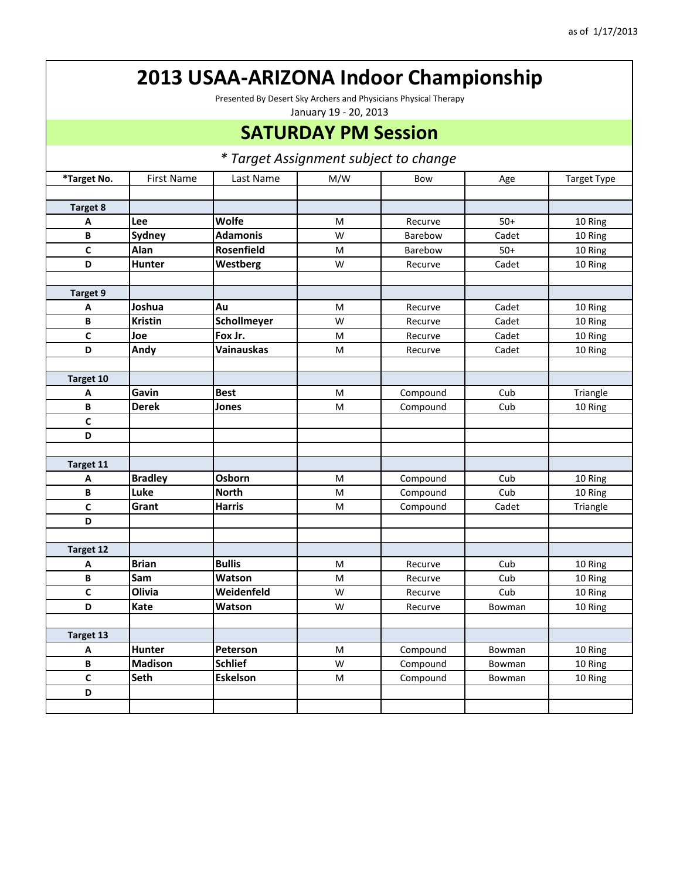as of 1/17/2013

# 2013 USAA-ARIZONA Indoor Championship

Presented By Desert Sky Archers and Physicians Physical Therapy

January 19 - 20, 2013

## SATURDAY PM Session

*\* Target Assignment subject to change*

| *Target No. | First Name | Last Name | M/W | Bow | Age | Target Type |
|---|---|---|---|---|---|---|
| | | | | | | |
| **Target 8** | | | | | | |
| **A** | **Lee** | **Wolfe** | M | Recurve | 50+ | 10 Ring |
| **B** | **Sydney** | **Adamonis** | W | Barebow | Cadet | 10 Ring |
| **C** | **Alan** | **Rosenfield** | M | Barebow | 50+ | 10 Ring |
| **D** | **Hunter** | **Westberg** | W | Recurve | Cadet | 10 Ring |
| | | | | | | |
| **Target 9** | | | | | | |
| **A** | **Joshua** | **Au** | M | Recurve | Cadet | 10 Ring |
| **B** | **Kristin** | **Schollmeyer** | W | Recurve | Cadet | 10 Ring |
| **C** | **Joe** | **Fox Jr.** | M | Recurve | Cadet | 10 Ring |
| **D** | **Andy** | **Vainauskas** | M | Recurve | Cadet | 10 Ring |
| | | | | | | |
| **Target 10** | | | | | | |
| **A** | **Gavin** | **Best** | M | Compound | Cub | Triangle |
| **B** | **Derek** | **Jones** | M | Compound | Cub | 10 Ring |
| **C** | | | | | | |
| **D** | | | | | | |
| | | | | | | |
| **Target 11** | | | | | | |
| **A** | **Bradley** | **Osborn** | M | Compound | Cub | 10 Ring |
| **B** | **Luke** | **North** | M | Compound | Cub | 10 Ring |
| **C** | **Grant** | **Harris** | M | Compound | Cadet | Triangle |
| **D** | | | | | | |
| | | | | | | |
| **Target 12** | | | | | | |
| **A** | **Brian** | **Bullis** | M | Recurve | Cub | 10 Ring |
| **B** | **Sam** | **Watson** | M | Recurve | Cub | 10 Ring |
| **C** | **Olivia** | **Weidenfeld** | W | Recurve | Cub | 10 Ring |
| **D** | **Kate** | **Watson** | W | Recurve | Bowman | 10 Ring |
| | | | | | | |
| **Target 13** | | | | | | |
| **A** | **Hunter** | **Peterson** | M | Compound | Bowman | 10 Ring |
| **B** | **Madison** | **Schlief** | W | Compound | Bowman | 10 Ring |
| **C** | **Seth** | **Eskelson** | M | Compound | Bowman | 10 Ring |
| **D** | | | | | | |
| | | | | | | |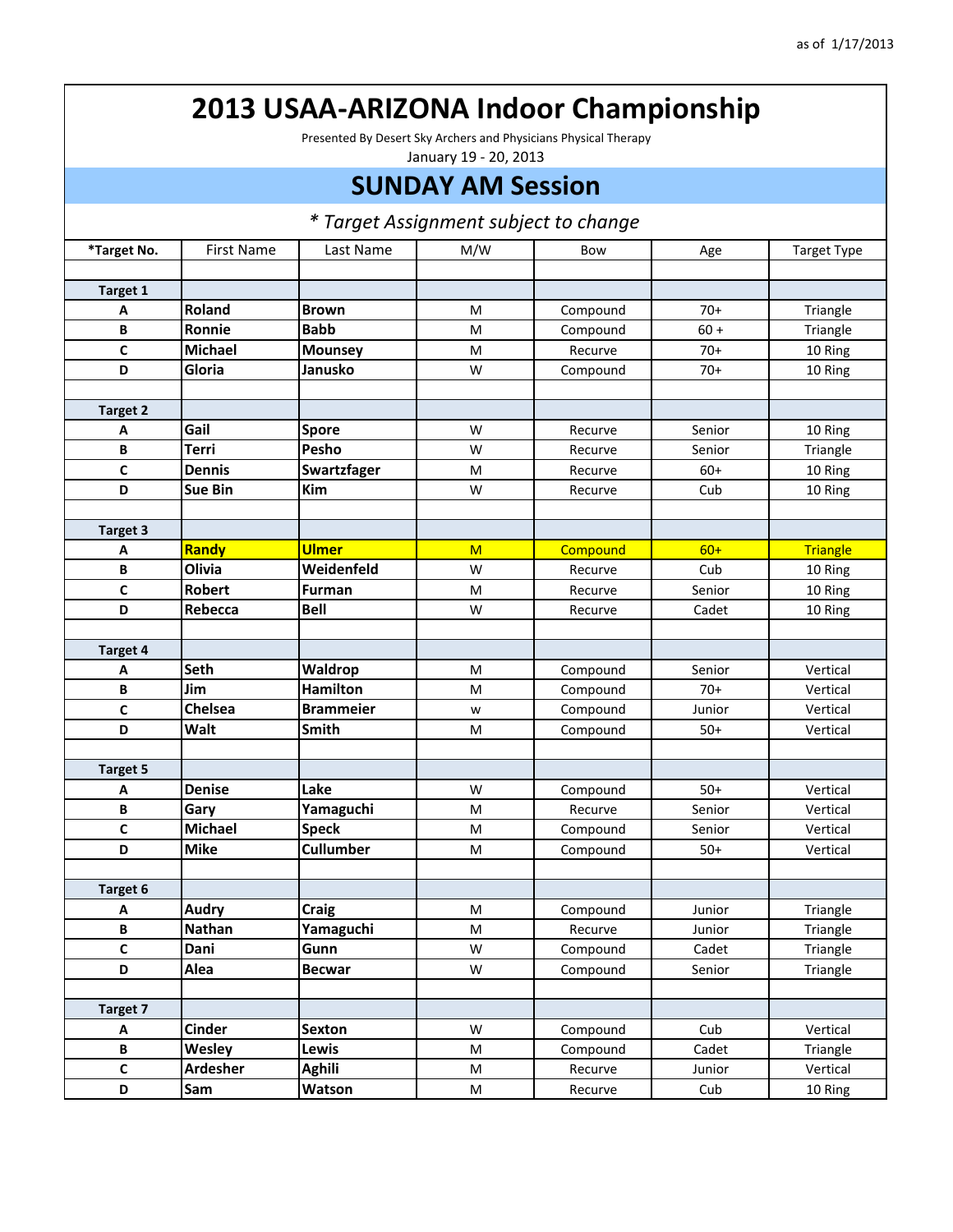as of 1/17/2013

# 2013 USAA-ARIZONA Indoor Championship

Presented By Desert Sky Archers and Physicians Physical Therapy

January 19 - 20, 2013

## SUNDAY AM Session

*\* Target Assignment subject to change*

| *Target No. | First Name | Last Name | M/W | Bow | Age | Target Type |
|---|---|---|---|---|---|---|
| | | | | | | |
| **Target 1** | | | | | | |
| **A** | **Roland** | **Brown** | M | Compound | 70+ | Triangle |
| **B** | **Ronnie** | **Babb** | M | Compound | 60 + | Triangle |
| **C** | **Michael** | **Mounsey** | M | Recurve | 70+ | 10 Ring |
| **D** | **Gloria** | **Janusko** | W | Compound | 70+ | 10 Ring |
| | | | | | | |
| **Target 2** | | | | | | |
| **A** | **Gail** | **Spore** | W | Recurve | Senior | 10 Ring |
| **B** | **Terri** | **Pesho** | W | Recurve | Senior | Triangle |
| **C** | **Dennis** | **Swartzfager** | M | Recurve | 60+ | 10 Ring |
| **D** | **Sue Bin** | **Kim** | W | Recurve | Cub | 10 Ring |
| | | | | | | |
| **Target 3** | | | | | | |
| **A** | **Randy** | **Ulmer** | M | Compound | 60+ | Triangle |
| **B** | **Olivia** | **Weidenfeld** | W | Recurve | Cub | 10 Ring |
| **C** | **Robert** | **Furman** | M | Recurve | Senior | 10 Ring |
| **D** | **Rebecca** | **Bell** | W | Recurve | Cadet | 10 Ring |
| | | | | | | |
| **Target 4** | | | | | | |
| **A** | **Seth** | **Waldrop** | M | Compound | Senior | Vertical |
| **B** | **Jim** | **Hamilton** | M | Compound | 70+ | Vertical |
| **C** | **Chelsea** | **Brammeier** | w | Compound | Junior | Vertical |
| **D** | **Walt** | **Smith** | M | Compound | 50+ | Vertical |
| | | | | | | |
| **Target 5** | | | | | | |
| **A** | **Denise** | **Lake** | W | Compound | 50+ | Vertical |
| **B** | **Gary** | **Yamaguchi** | M | Recurve | Senior | Vertical |
| **C** | **Michael** | **Speck** | M | Compound | Senior | Vertical |
| **D** | **Mike** | **Cullumber** | M | Compound | 50+ | Vertical |
| | | | | | | |
| **Target 6** | | | | | | |
| **A** | **Audry** | **Craig** | M | Compound | Junior | Triangle |
| **B** | **Nathan** | **Yamaguchi** | M | Recurve | Junior | Triangle |
| **C** | **Dani** | **Gunn** | W | Compound | Cadet | Triangle |
| **D** | **Alea** | **Becwar** | W | Compound | Senior | Triangle |
| | | | | | | |
| **Target 7** | | | | | | |
| **A** | **Cinder** | **Sexton** | W | Compound | Cub | Vertical |
| **B** | **Wesley** | **Lewis** | M | Compound | Cadet | Triangle |
| **C** | **Ardesher** | **Aghili** | M | Recurve | Junior | Vertical |
| **D** | **Sam** | **Watson** | M | Recurve | Cub | 10 Ring |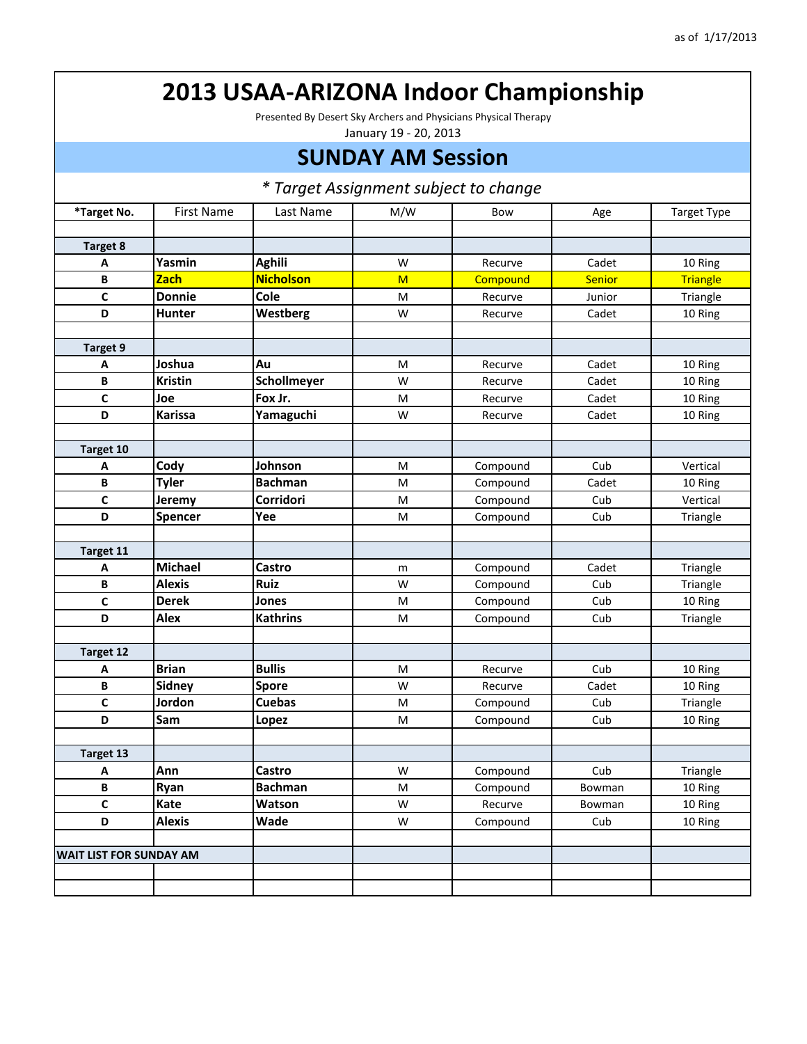as of 1/17/2013

# 2013 USAA-ARIZONA Indoor Championship

Presented By Desert Sky Archers and Physicians Physical Therapy

January 19 - 20, 2013

## SUNDAY AM Session

*\* Target Assignment subject to change*

| *Target No. | First Name | Last Name | M/W | Bow | Age | Target Type |
|---|---|---|---|---|---|---|
| | | | | | | |
| **Target 8** | | | | | | |
| **A** | **Yasmin** | **Aghili** | W | Recurve | Cadet | 10 Ring |
| **B** | **Zach** | **Nicholson** | M | Compound | Senior | Triangle |
| **C** | **Donnie** | **Cole** | M | Recurve | Junior | Triangle |
| **D** | **Hunter** | **Westberg** | W | Recurve | Cadet | 10 Ring |
| | | | | | | |
| **Target 9** | | | | | | |
| **A** | **Joshua** | **Au** | M | Recurve | Cadet | 10 Ring |
| **B** | **Kristin** | **Schollmeyer** | W | Recurve | Cadet | 10 Ring |
| **C** | **Joe** | **Fox Jr.** | M | Recurve | Cadet | 10 Ring |
| **D** | **Karissa** | **Yamaguchi** | W | Recurve | Cadet | 10 Ring |
| | | | | | | |
| **Target 10** | | | | | | |
| **A** | **Cody** | **Johnson** | M | Compound | Cub | Vertical |
| **B** | **Tyler** | **Bachman** | M | Compound | Cadet | 10 Ring |
| **C** | **Jeremy** | **Corridori** | M | Compound | Cub | Vertical |
| **D** | **Spencer** | **Yee** | M | Compound | Cub | Triangle |
| | | | | | | |
| **Target 11** | | | | | | |
| **A** | **Michael** | **Castro** | m | Compound | Cadet | Triangle |
| **B** | **Alexis** | **Ruiz** | W | Compound | Cub | Triangle |
| **C** | **Derek** | **Jones** | M | Compound | Cub | 10 Ring |
| **D** | **Alex** | **Kathrins** | M | Compound | Cub | Triangle |
| | | | | | | |
| **Target 12** | | | | | | |
| **A** | **Brian** | **Bullis** | M | Recurve | Cub | 10 Ring |
| **B** | **Sidney** | **Spore** | W | Recurve | Cadet | 10 Ring |
| **C** | **Jordon** | **Cuebas** | M | Compound | Cub | Triangle |
| **D** | **Sam** | **Lopez** | M | Compound | Cub | 10 Ring |
| | | | | | | |
| **Target 13** | | | | | | |
| **A** | **Ann** | **Castro** | W | Compound | Cub | Triangle |
| **B** | **Ryan** | **Bachman** | M | Compound | Bowman | 10 Ring |
| **C** | **Kate** | **Watson** | W | Recurve | Bowman | 10 Ring |
| **D** | **Alexis** | **Wade** | W | Compound | Cub | 10 Ring |
| | | | | | | |
| **WAIT LIST FOR SUNDAY AM** | | | | | | |
| | | | | | | |
| | | | | | | |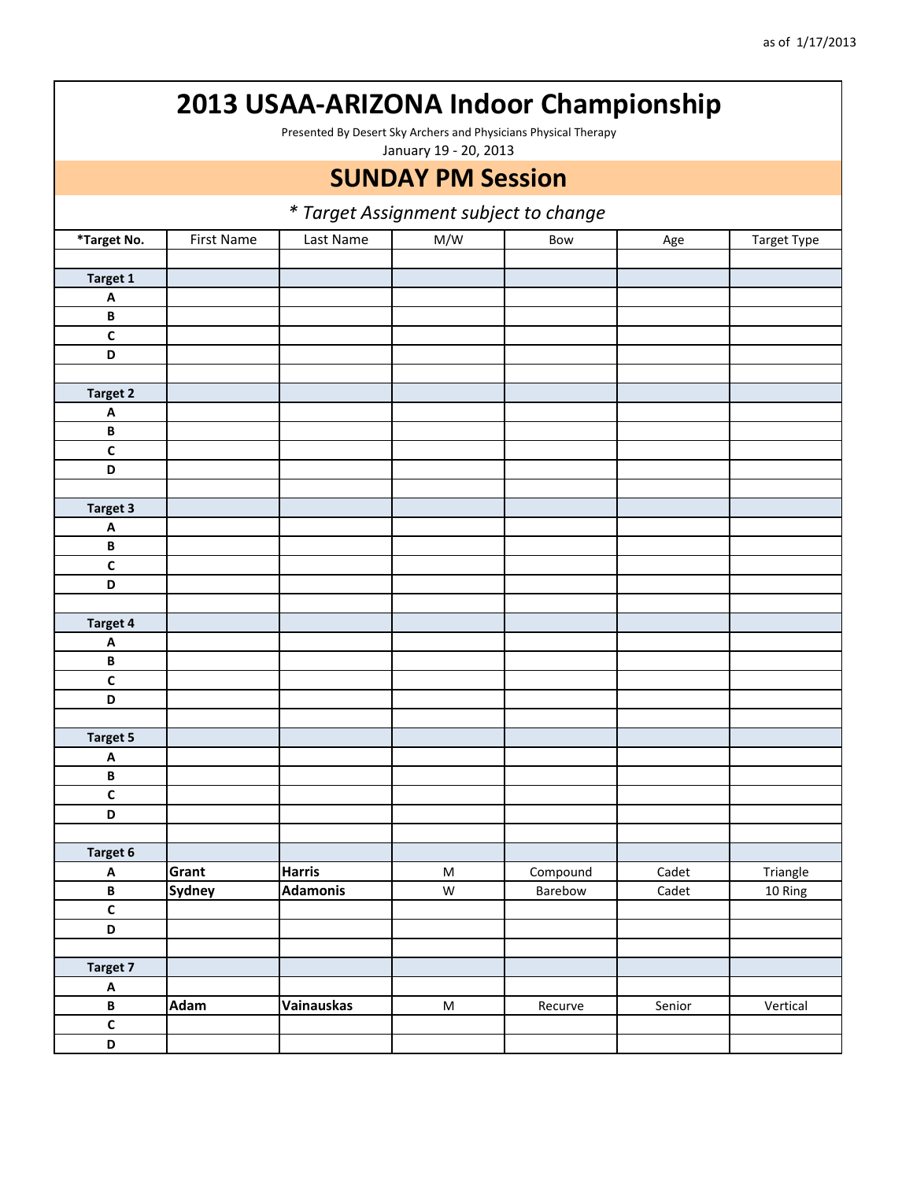as of 1/17/2013

# 2013 USAA-ARIZONA Indoor Championship

Presented By Desert Sky Archers and Physicians Physical Therapy

January 19 - 20, 2013

## SUNDAY PM Session

*\* Target Assignment subject to change*

| *Target No. | First Name | Last Name | M/W | Bow | Age | Target Type |
|---|---|---|---|---|---|---|
| | | | | | | |
| **Target 1** | | | | | | |
| **A** | | | | | | |
| **B** | | | | | | |
| **C** | | | | | | |
| **D** | | | | | | |
| | | | | | | |
| **Target 2** | | | | | | |
| **A** | | | | | | |
| **B** | | | | | | |
| **C** | | | | | | |
| **D** | | | | | | |
| | | | | | | |
| **Target 3** | | | | | | |
| **A** | | | | | | |
| **B** | | | | | | |
| **C** | | | | | | |
| **D** | | | | | | |
| | | | | | | |
| **Target 4** | | | | | | |
| **A** | | | | | | |
| **B** | | | | | | |
| **C** | | | | | | |
| **D** | | | | | | |
| | | | | | | |
| **Target 5** | | | | | | |
| **A** | | | | | | |
| **B** | | | | | | |
| **C** | | | | | | |
| **D** | | | | | | |
| | | | | | | |
| **Target 6** | | | | | | |
| **A** | **Grant** | **Harris** | M | Compound | Cadet | Triangle |
| **B** | **Sydney** | **Adamonis** | W | Barebow | Cadet | 10 Ring |
| **C** | | | | | | |
| **D** | | | | | | |
| | | | | | | |
| **Target 7** | | | | | | |
| **A** | | | | | | |
| **B** | **Adam** | **Vainauskas** | M | Recurve | Senior | Vertical |
| **C** | | | | | | |
| **D** | | | | | | |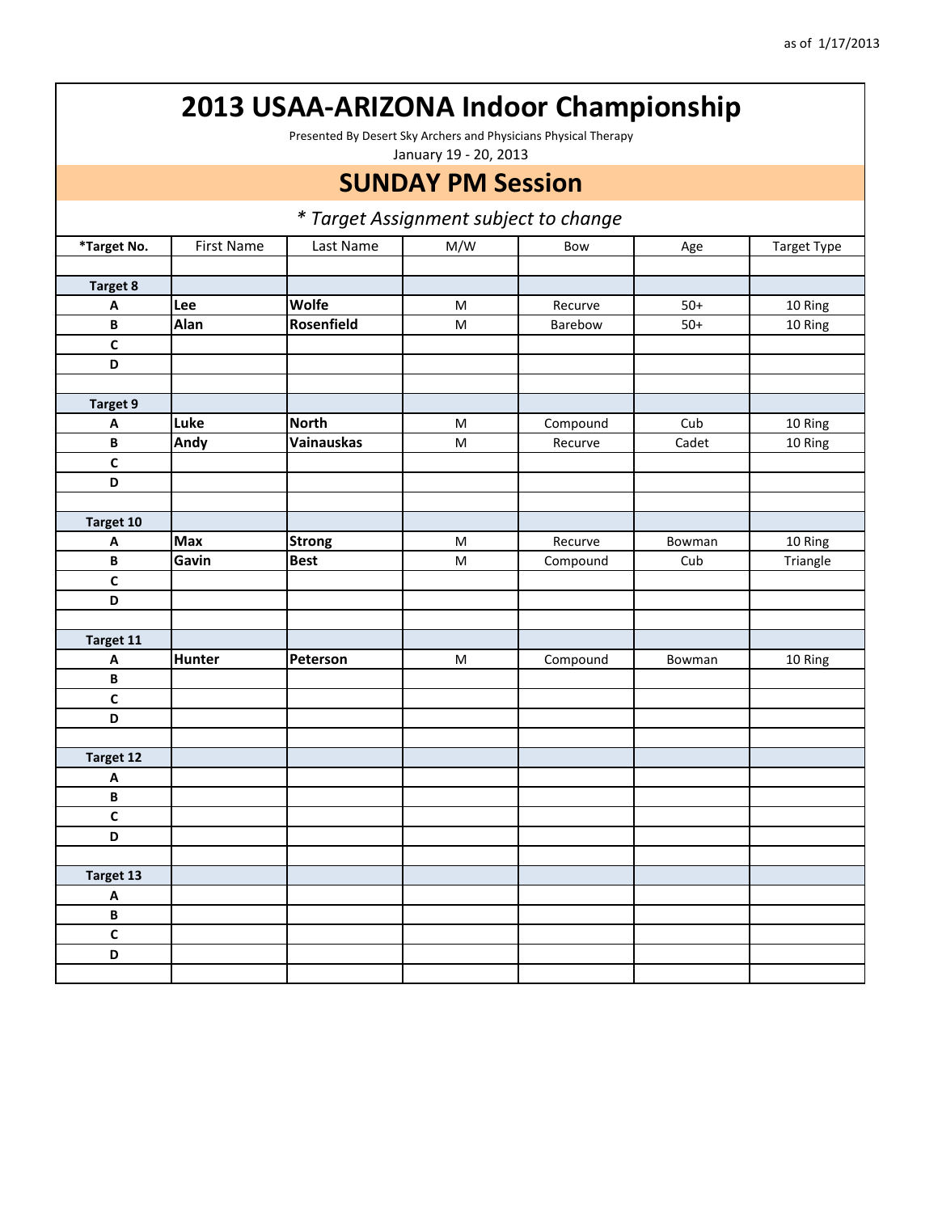as of 1/17/2013

# 2013 USAA-ARIZONA Indoor Championship

Presented By Desert Sky Archers and Physicians Physical Therapy

January 19 - 20, 2013

## SUNDAY PM Session

*\* Target Assignment subject to change*

| *Target No. | First Name | Last Name | M/W | Bow | Age | Target Type |
|---|---|---|---|---|---|---|
| | | | | | | |
| **Target 8** | | | | | | |
| **A** | **Lee** | **Wolfe** | M | Recurve | 50+ | 10 Ring |
| **B** | **Alan** | **Rosenfield** | M | Barebow | 50+ | 10 Ring |
| **C** | | | | | | |
| **D** | | | | | | |
| | | | | | | |
| **Target 9** | | | | | | |
| **A** | **Luke** | **North** | M | Compound | Cub | 10 Ring |
| **B** | **Andy** | **Vainauskas** | M | Recurve | Cadet | 10 Ring |
| **C** | | | | | | |
| **D** | | | | | | |
| | | | | | | |
| **Target 10** | | | | | | |
| **A** | **Max** | **Strong** | M | Recurve | Bowman | 10 Ring |
| **B** | **Gavin** | **Best** | M | Compound | Cub | Triangle |
| **C** | | | | | | |
| **D** | | | | | | |
| | | | | | | |
| **Target 11** | | | | | | |
| **A** | **Hunter** | **Peterson** | M | Compound | Bowman | 10 Ring |
| **B** | | | | | | |
| **C** | | | | | | |
| **D** | | | | | | |
| | | | | | | |
| **Target 12** | | | | | | |
| **A** | | | | | | |
| **B** | | | | | | |
| **C** | | | | | | |
| **D** | | | | | | |
| | | | | | | |
| **Target 13** | | | | | | |
| **A** | | | | | | |
| **B** | | | | | | |
| **C** | | | | | | |
| **D** | | | | | | |
| | | | | | | |